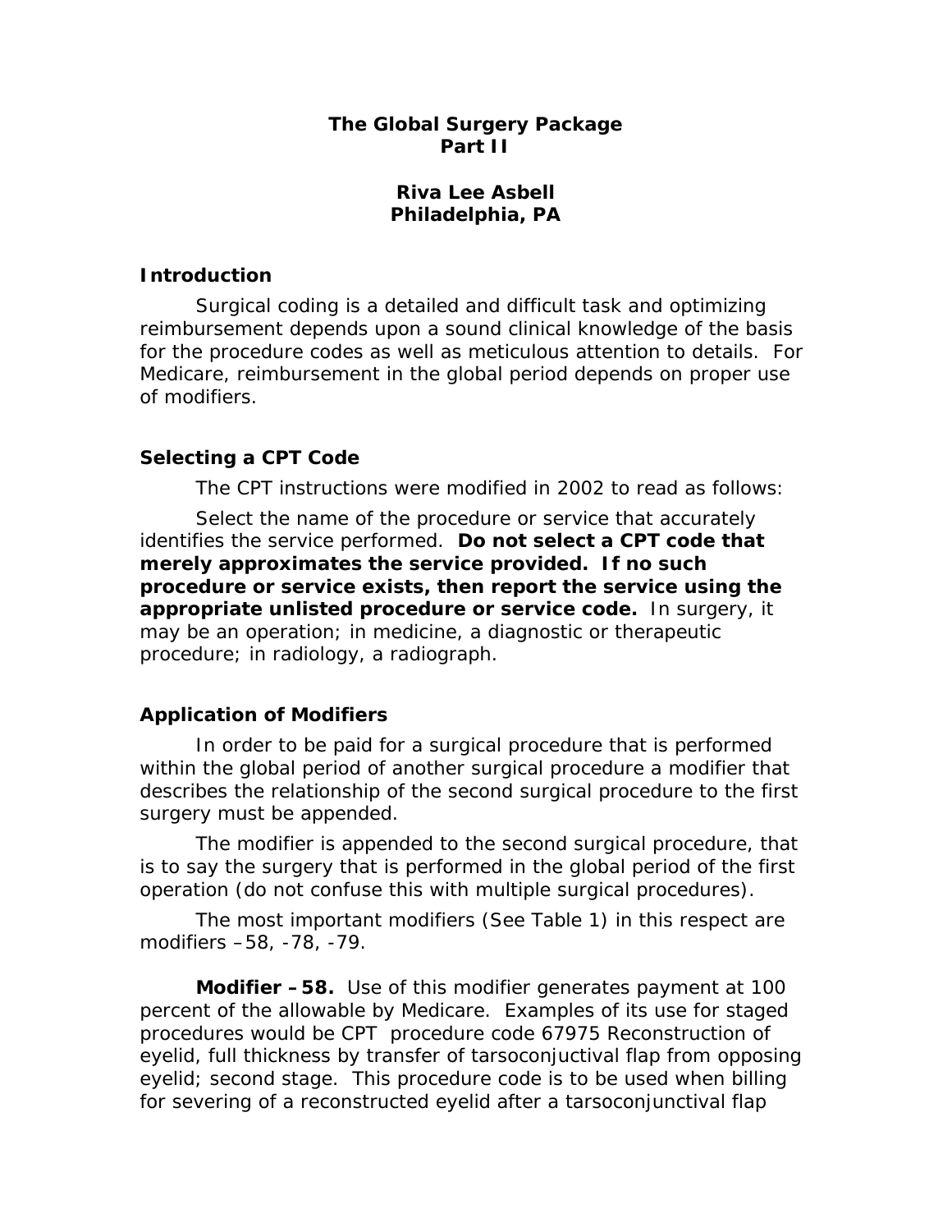# The Global Surgery Package
## Part II

**Riva Lee Asbell**
**Philadelphia, PA**

### Introduction

Surgical coding is a detailed and difficult task and optimizing reimbursement depends upon a sound clinical knowledge of the basis for the procedure codes as well as meticulous attention to details. For Medicare, reimbursement in the global period depends on proper use of modifiers.

### Selecting a CPT Code

The CPT instructions were modified in 2002 to read as follows:

Select the name of the procedure or service that accurately identifies the service performed. **Do not select a CPT code that merely approximates the service provided. If no such procedure or service exists, then report the service using the appropriate unlisted procedure or service code.** In surgery, it may be an operation; in medicine, a diagnostic or therapeutic procedure; in radiology, a radiograph.

### Application of Modifiers

In order to be paid for a surgical procedure that is performed within the global period of another surgical procedure a modifier that describes the relationship of the second surgical procedure to the first surgery must be appended.

The modifier is appended to the second surgical procedure, that is to say the surgery that is performed in the global period of the first operation (do not confuse this with multiple surgical procedures).

The most important modifiers (See Table 1) in this respect are modifiers –58, -78, -79.

**Modifier –58.** Use of this modifier generates payment at 100 percent of the allowable by Medicare. Examples of its use for staged procedures would be CPT procedure code 67975 Reconstruction of eyelid, full thickness by transfer of tarsoconjuctival flap from opposing eyelid; second stage. This procedure code is to be used when billing for severing of a reconstructed eyelid after a tarsoconjunctival flap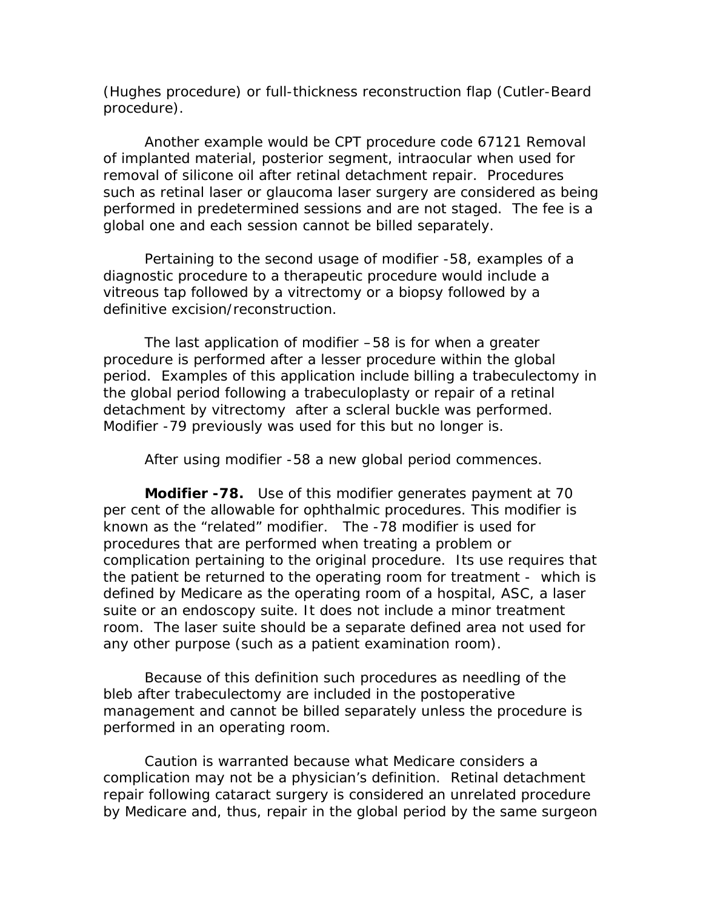(Hughes procedure) or full-thickness reconstruction flap (Cutler-Beard procedure).

Another example would be CPT procedure code 67121 Removal of implanted material, posterior segment, intraocular when used for removal of silicone oil after retinal detachment repair. Procedures such as retinal laser or glaucoma laser surgery are considered as being performed in predetermined sessions and are not staged. The fee is a global one and each session cannot be billed separately.

Pertaining to the second usage of modifier -58, examples of a diagnostic procedure to a therapeutic procedure would include a vitreous tap followed by a vitrectomy or a biopsy followed by a definitive excision/reconstruction.

The last application of modifier –58 is for when a greater procedure is performed after a lesser procedure within the global period. Examples of this application include billing a trabeculectomy in the global period following a trabeculoplasty or repair of a retinal detachment by vitrectomy after a scleral buckle was performed. Modifier -79 previously was used for this but no longer is.

After using modifier -58 a new global period commences.

**Modifier -78.** Use of this modifier generates payment at 70 per cent of the allowable for ophthalmic procedures. This modifier is known as the "related" modifier. The -78 modifier is used for procedures that are performed when treating a problem or complication pertaining to the original procedure. Its use requires that the patient be returned to the operating room for treatment - which is defined by Medicare as the operating room of a hospital, ASC, a laser suite or an endoscopy suite. It does not include a minor treatment room. The laser suite should be a separate defined area not used for any other purpose (such as a patient examination room).

Because of this definition such procedures as needling of the bleb after trabeculectomy are included in the postoperative management and cannot be billed separately unless the procedure is performed in an operating room.

Caution is warranted because what Medicare considers a complication may not be a physician's definition. Retinal detachment repair following cataract surgery is considered an unrelated procedure by Medicare and, thus, repair in the global period by the same surgeon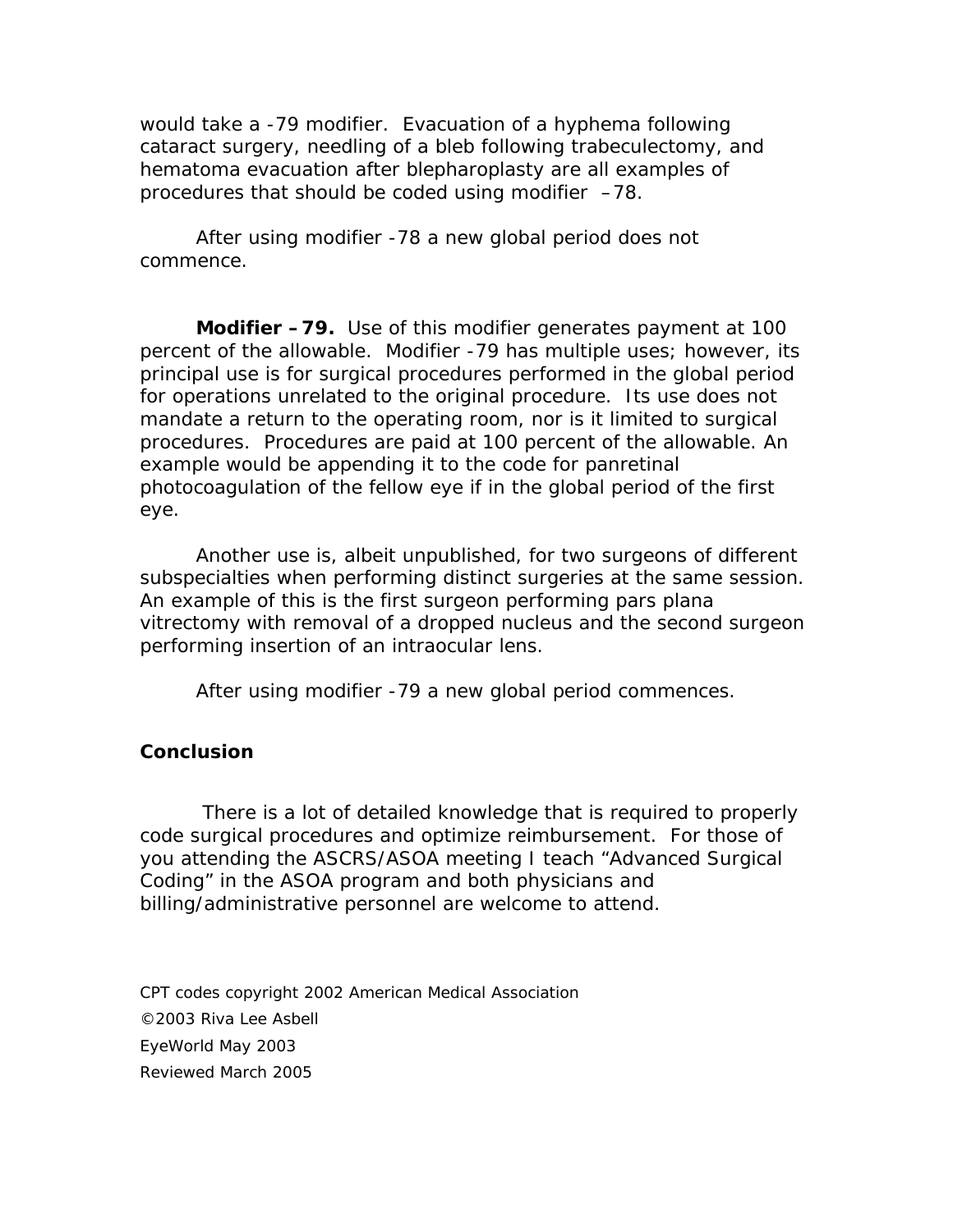would take a -79 modifier. Evacuation of a hyphema following cataract surgery, needling of a bleb following trabeculectomy, and hematoma evacuation after blepharoplasty are all examples of procedures that should be coded using modifier –78.

After using modifier -78 a new global period does not commence.

**Modifier –79.** Use of this modifier generates payment at 100 percent of the allowable. Modifier -79 has multiple uses; however, its principal use is for surgical procedures performed in the global period for operations unrelated to the original procedure. Its use does not mandate a return to the operating room, nor is it limited to surgical procedures. Procedures are paid at 100 percent of the allowable. An example would be appending it to the code for panretinal photocoagulation of the fellow eye if in the global period of the first eye.

Another use is, albeit unpublished, for two surgeons of different subspecialties when performing distinct surgeries at the same session. An example of this is the first surgeon performing pars plana vitrectomy with removal of a dropped nucleus and the second surgeon performing insertion of an intraocular lens.

After using modifier -79 a new global period commences.

## Conclusion

There is a lot of detailed knowledge that is required to properly code surgical procedures and optimize reimbursement. For those of you attending the ASCRS/ASOA meeting I teach "Advanced Surgical Coding" in the ASOA program and both physicians and billing/administrative personnel are welcome to attend.

CPT codes copyright 2002 American Medical Association

©2003 Riva Lee Asbell

EyeWorld May 2003

Reviewed March 2005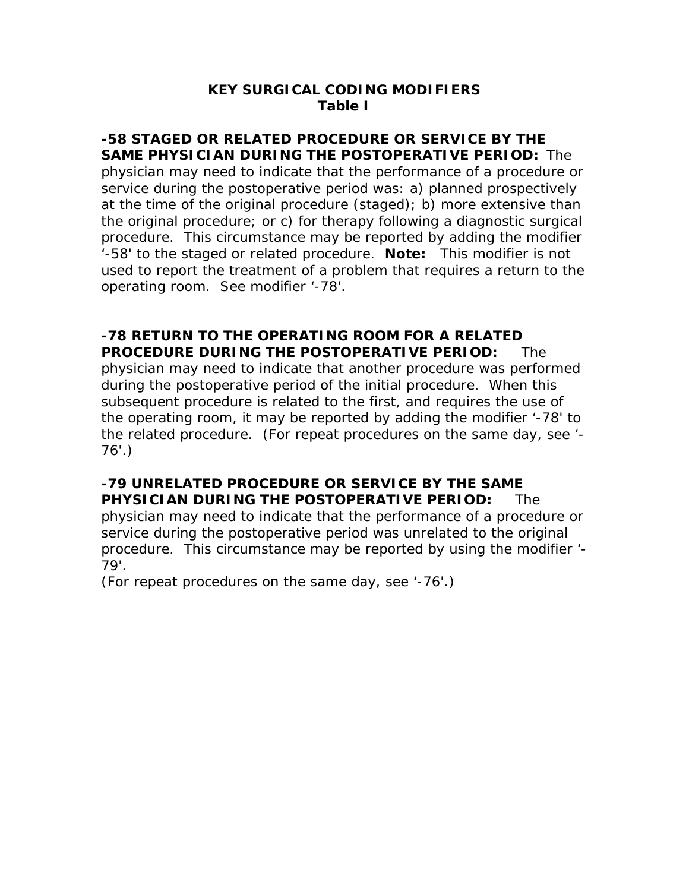# KEY SURGICAL CODING MODIFIERS
## Table I

**-58 STAGED OR RELATED PROCEDURE OR SERVICE BY THE SAME PHYSICIAN DURING THE POSTOPERATIVE PERIOD:** The physician may need to indicate that the performance of a procedure or service during the postoperative period was: a) planned prospectively at the time of the original procedure (staged); b) more extensive than the original procedure; or c) for therapy following a diagnostic surgical procedure. This circumstance may be reported by adding the modifier '-58' to the staged or related procedure. **Note:** This modifier is not used to report the treatment of a problem that requires a return to the operating room. See modifier '-78'.

**-78 RETURN TO THE OPERATING ROOM FOR A RELATED PROCEDURE DURING THE POSTOPERATIVE PERIOD:** The physician may need to indicate that another procedure was performed during the postoperative period of the initial procedure. When this subsequent procedure is related to the first, and requires the use of the operating room, it may be reported by adding the modifier '-78' to the related procedure. (For repeat procedures on the same day, see '-76'.)

**-79 UNRELATED PROCEDURE OR SERVICE BY THE SAME PHYSICIAN DURING THE POSTOPERATIVE PERIOD:** The physician may need to indicate that the performance of a procedure or service during the postoperative period was unrelated to the original procedure. This circumstance may be reported by using the modifier '-79'.
(For repeat procedures on the same day, see '-76'.)